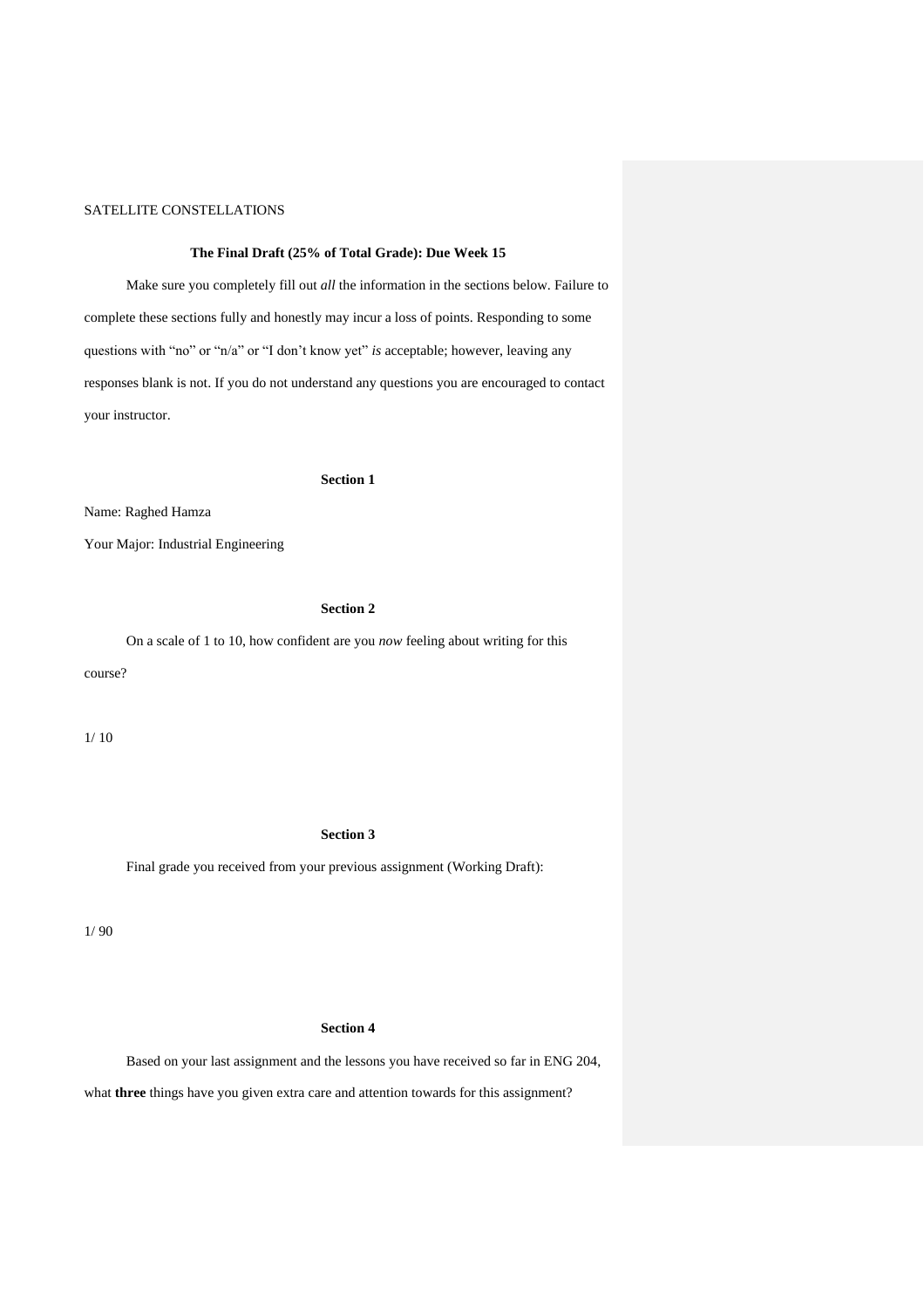**The Final Draft (25% of Total Grade): Due Week 15**

Make sure you completely fill out *all* the information in the sections below. Failure to complete these sections fully and honestly may incur a loss of points. Responding to some questions with "no" or "n/a" or "I don't know yet" *is* acceptable; however, leaving any responses blank is not. If you do not understand any questions you are encouraged to contact your instructor.

**Section 1**

Name: Raghed Hamza

Your Major: Industrial Engineering

**Section 2**

On a scale of 1 to 10, how confident are you *now* feeling about writing for this course?

1/ 10

**Section 3**

Final grade you received from your previous assignment (Working Draft):

1/ 90

**Section 4**

Based on your last assignment and the lessons you have received so far in ENG 204, what **three** things have you given extra care and attention towards for this assignment?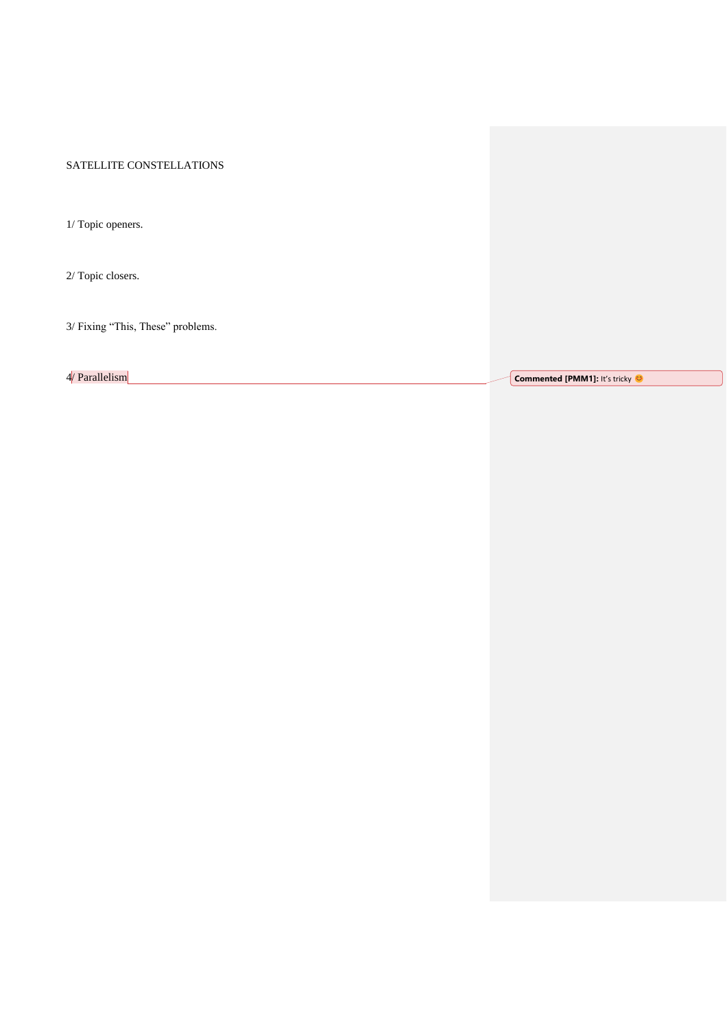SATELLITE CONSTELLATIONS

1/ Topic openers.

2/ Topic closers.

3/ Fixing “This, These” problems.

4/ Parallelism

**Commented [PMM1]:** It’s tricky 😊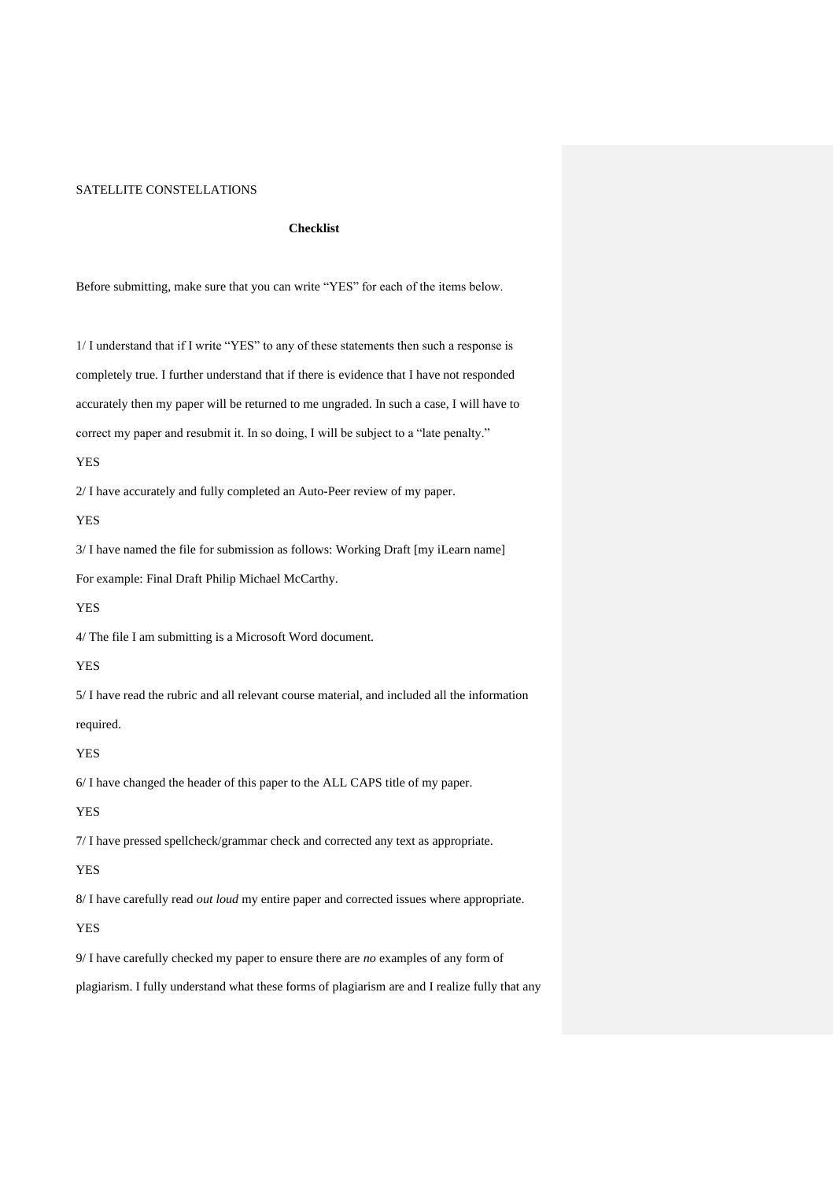**Checklist**

Before submitting, make sure that you can write "YES" for each of the items below.

1/ I understand that if I write "YES" to any of these statements then such a response is completely true. I further understand that if there is evidence that I have not responded accurately then my paper will be returned to me ungraded. In such a case, I will have to correct my paper and resubmit it. In so doing, I will be subject to a "late penalty."

YES

2/ I have accurately and fully completed an Auto-Peer review of my paper.

YES

3/ I have named the file for submission as follows: Working Draft [my iLearn name]
For example: Final Draft Philip Michael McCarthy.

YES

4/ The file I am submitting is a Microsoft Word document.

YES

5/ I have read the rubric and all relevant course material, and included all the information required.

YES

6/ I have changed the header of this paper to the ALL CAPS title of my paper.

YES

7/ I have pressed spellcheck/grammar check and corrected any text as appropriate.

YES

8/ I have carefully read *out loud* my entire paper and corrected issues where appropriate.

YES

9/ I have carefully checked my paper to ensure there are *no* examples of any form of plagiarism. I fully understand what these forms of plagiarism are and I realize fully that any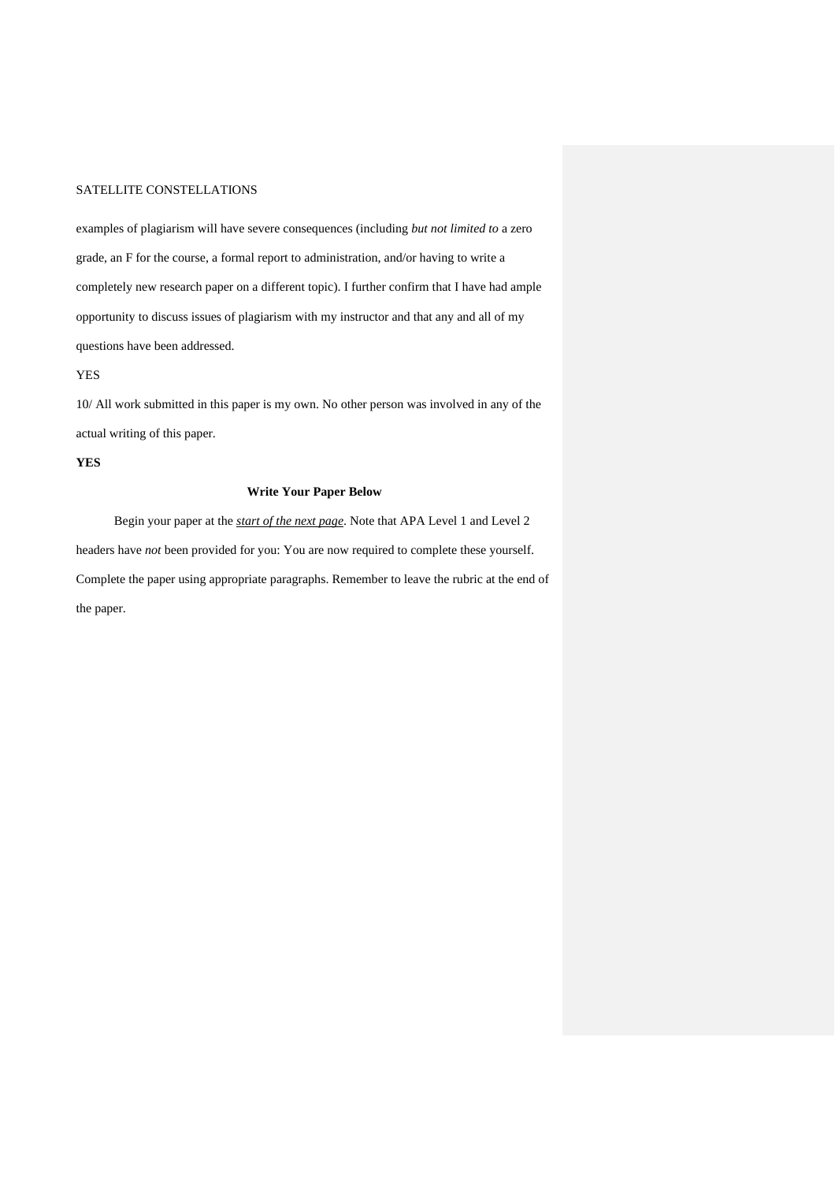examples of plagiarism will have severe consequences (including *but not limited to* a zero grade, an F for the course, a formal report to administration, and/or having to write a completely new research paper on a different topic). I further confirm that I have had ample opportunity to discuss issues of plagiarism with my instructor and that any and all of my questions have been addressed.

YES

10/ All work submitted in this paper is my own. No other person was involved in any of the actual writing of this paper.

**YES**

**Write Your Paper Below**

Begin your paper at the ***start of the next page***. Note that APA Level 1 and Level 2 headers have *not* been provided for you: You are now required to complete these yourself. Complete the paper using appropriate paragraphs. Remember to leave the rubric at the end of the paper.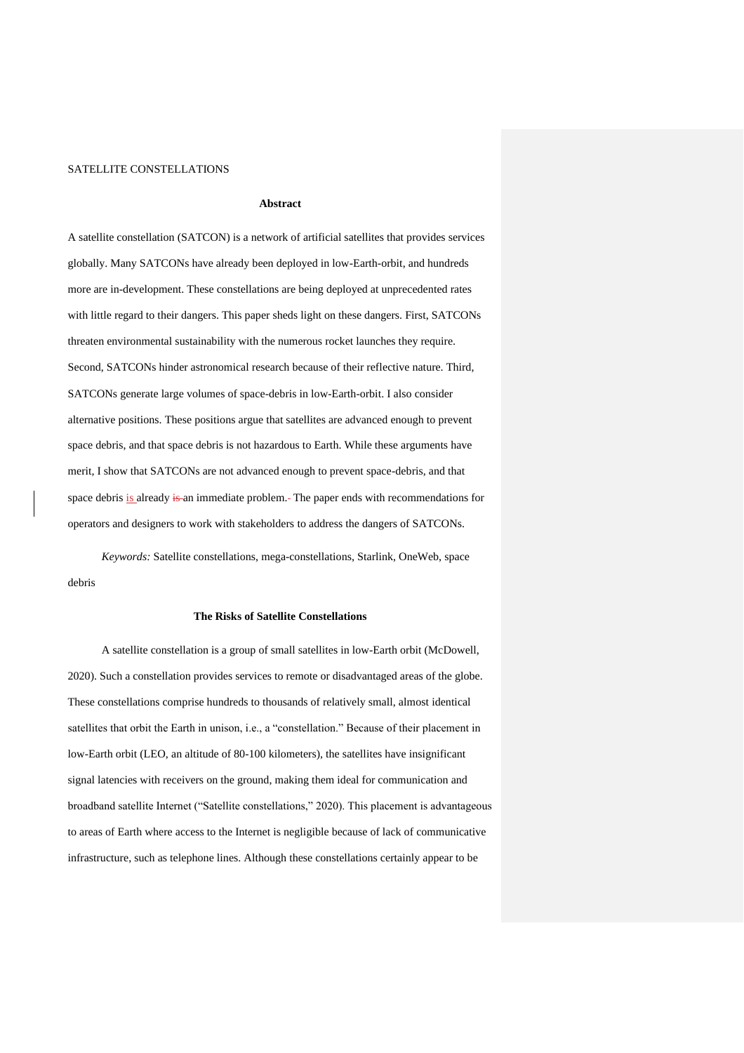### Abstract

A satellite constellation (SATCON) is a network of artificial satellites that provides services globally. Many SATCONs have already been deployed in low-Earth-orbit, and hundreds more are in-development. These constellations are being deployed at unprecedented rates with little regard to their dangers. This paper sheds light on these dangers. First, SATCONs threaten environmental sustainability with the numerous rocket launches they require. Second, SATCONs hinder astronomical research because of their reflective nature. Third, SATCONs generate large volumes of space-debris in low-Earth-orbit. I also consider alternative positions. These positions argue that satellites are advanced enough to prevent space debris, and that space debris is not hazardous to Earth. While these arguments have merit, I show that SATCONs are not advanced enough to prevent space-debris, and that space debris is already an immediate problem. The paper ends with recommendations for operators and designers to work with stakeholders to address the dangers of SATCONs.

*Keywords:* Satellite constellations, mega-constellations, Starlink, OneWeb, space debris

### The Risks of Satellite Constellations

A satellite constellation is a group of small satellites in low-Earth orbit (McDowell, 2020). Such a constellation provides services to remote or disadvantaged areas of the globe. These constellations comprise hundreds to thousands of relatively small, almost identical satellites that orbit the Earth in unison, i.e., a "constellation." Because of their placement in low-Earth orbit (LEO, an altitude of 80-100 kilometers), the satellites have insignificant signal latencies with receivers on the ground, making them ideal for communication and broadband satellite Internet ("Satellite constellations," 2020). This placement is advantageous to areas of Earth where access to the Internet is negligible because of lack of communicative infrastructure, such as telephone lines. Although these constellations certainly appear to be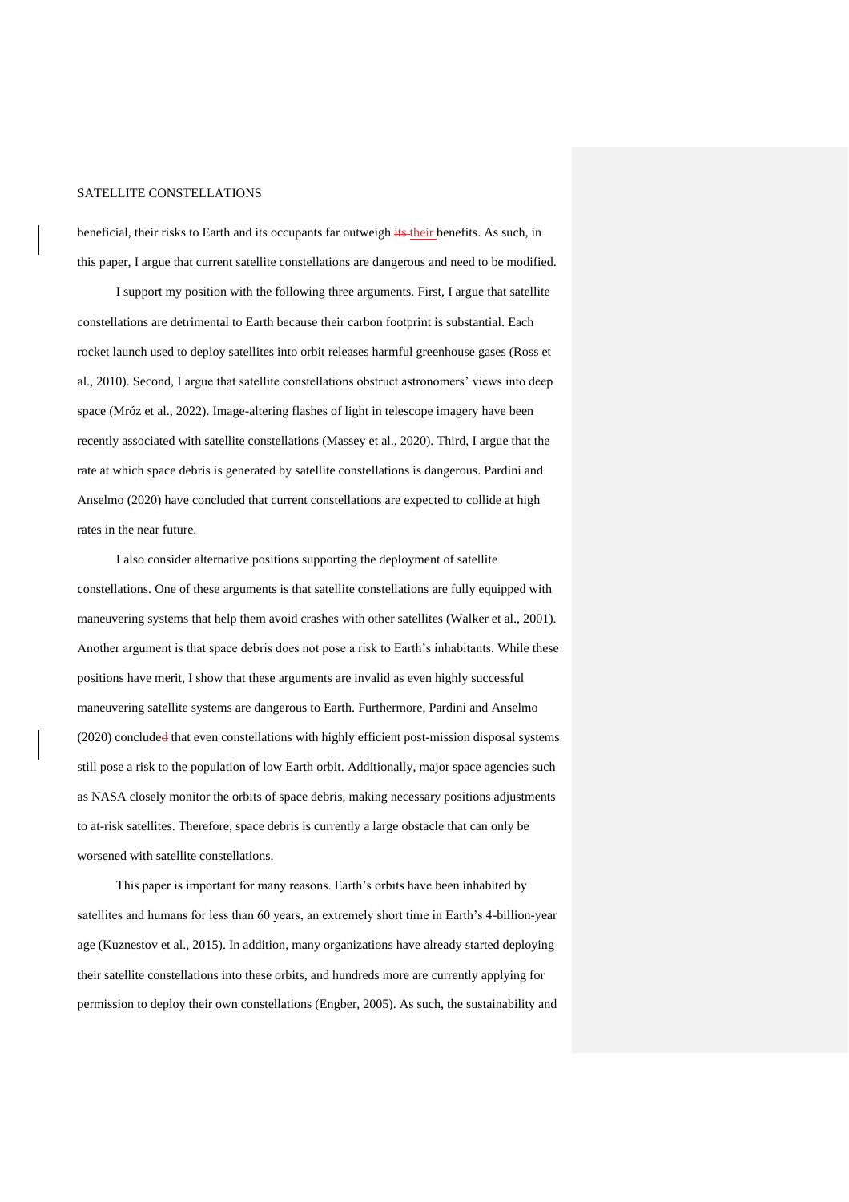beneficial, their risks to Earth and its occupants far outweigh their benefits. As such, in this paper, I argue that current satellite constellations are dangerous and need to be modified.

I support my position with the following three arguments. First, I argue that satellite constellations are detrimental to Earth because their carbon footprint is substantial. Each rocket launch used to deploy satellites into orbit releases harmful greenhouse gases (Ross et al., 2010). Second, I argue that satellite constellations obstruct astronomers' views into deep space (Mróz et al., 2022). Image-altering flashes of light in telescope imagery have been recently associated with satellite constellations (Massey et al., 2020). Third, I argue that the rate at which space debris is generated by satellite constellations is dangerous. Pardini and Anselmo (2020) have concluded that current constellations are expected to collide at high rates in the near future.

I also consider alternative positions supporting the deployment of satellite constellations. One of these arguments is that satellite constellations are fully equipped with maneuvering systems that help them avoid crashes with other satellites (Walker et al., 2001). Another argument is that space debris does not pose a risk to Earth's inhabitants. While these positions have merit, I show that these arguments are invalid as even highly successful maneuvering satellite systems are dangerous to Earth. Furthermore, Pardini and Anselmo (2020) conclude that even constellations with highly efficient post-mission disposal systems still pose a risk to the population of low Earth orbit. Additionally, major space agencies such as NASA closely monitor the orbits of space debris, making necessary positions adjustments to at-risk satellites. Therefore, space debris is currently a large obstacle that can only be worsened with satellite constellations.

This paper is important for many reasons. Earth's orbits have been inhabited by satellites and humans for less than 60 years, an extremely short time in Earth's 4-billion-year age (Kuznestov et al., 2015). In addition, many organizations have already started deploying their satellite constellations into these orbits, and hundreds more are currently applying for permission to deploy their own constellations (Engber, 2005). As such, the sustainability and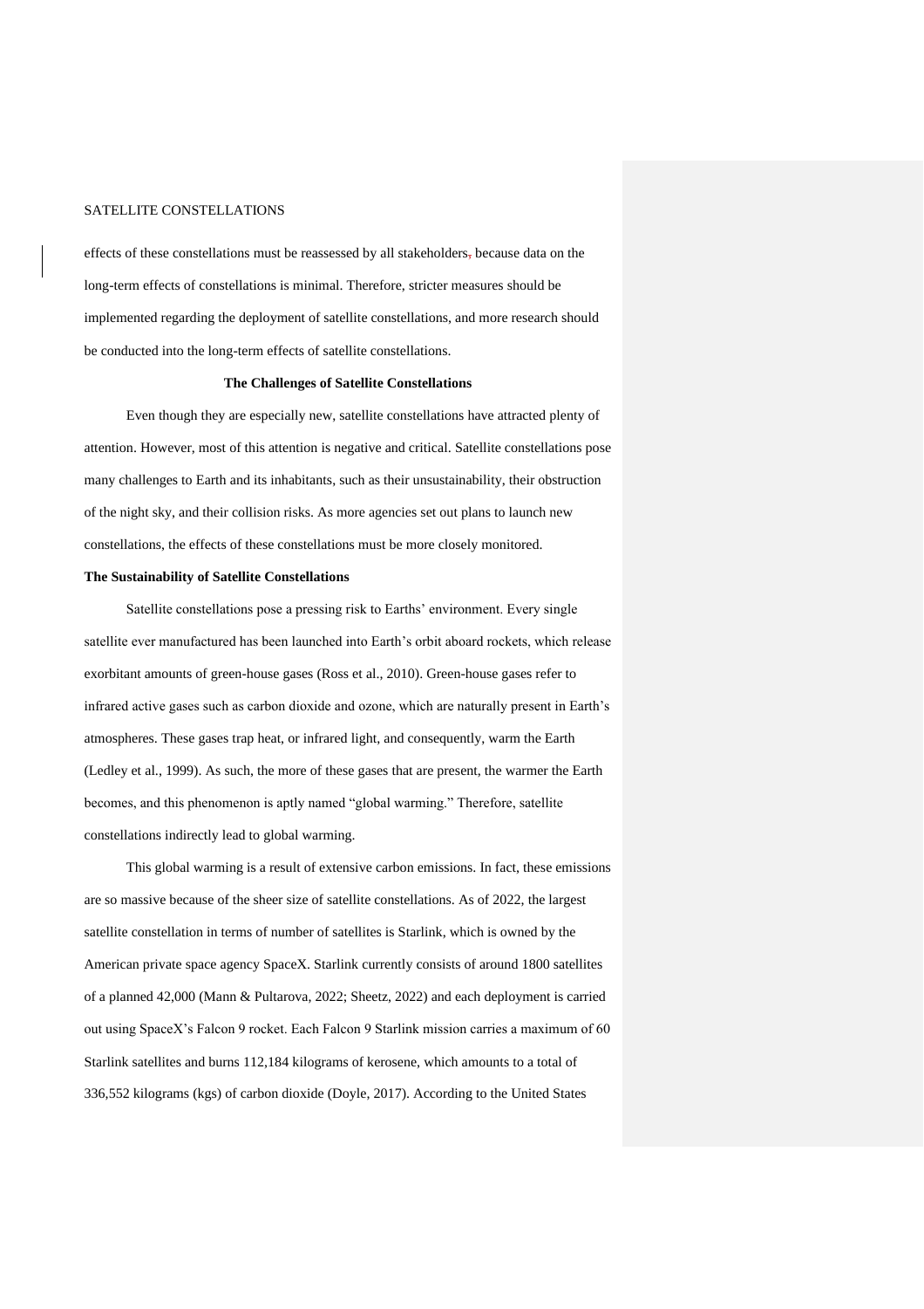effects of these constellations must be reassessed by all stakeholders, because data on the long-term effects of constellations is minimal. Therefore, stricter measures should be implemented regarding the deployment of satellite constellations, and more research should be conducted into the long-term effects of satellite constellations.

## The Challenges of Satellite Constellations

Even though they are especially new, satellite constellations have attracted plenty of attention. However, most of this attention is negative and critical. Satellite constellations pose many challenges to Earth and its inhabitants, such as their unsustainability, their obstruction of the night sky, and their collision risks. As more agencies set out plans to launch new constellations, the effects of these constellations must be more closely monitored.

### The Sustainability of Satellite Constellations

Satellite constellations pose a pressing risk to Earths' environment. Every single satellite ever manufactured has been launched into Earth's orbit aboard rockets, which release exorbitant amounts of green-house gases (Ross et al., 2010). Green-house gases refer to infrared active gases such as carbon dioxide and ozone, which are naturally present in Earth's atmospheres. These gases trap heat, or infrared light, and consequently, warm the Earth (Ledley et al., 1999). As such, the more of these gases that are present, the warmer the Earth becomes, and this phenomenon is aptly named "global warming." Therefore, satellite constellations indirectly lead to global warming.

This global warming is a result of extensive carbon emissions. In fact, these emissions are so massive because of the sheer size of satellite constellations. As of 2022, the largest satellite constellation in terms of number of satellites is Starlink, which is owned by the American private space agency SpaceX. Starlink currently consists of around 1800 satellites of a planned 42,000 (Mann & Pultarova, 2022; Sheetz, 2022) and each deployment is carried out using SpaceX's Falcon 9 rocket. Each Falcon 9 Starlink mission carries a maximum of 60 Starlink satellites and burns 112,184 kilograms of kerosene, which amounts to a total of 336,552 kilograms (kgs) of carbon dioxide (Doyle, 2017). According to the United States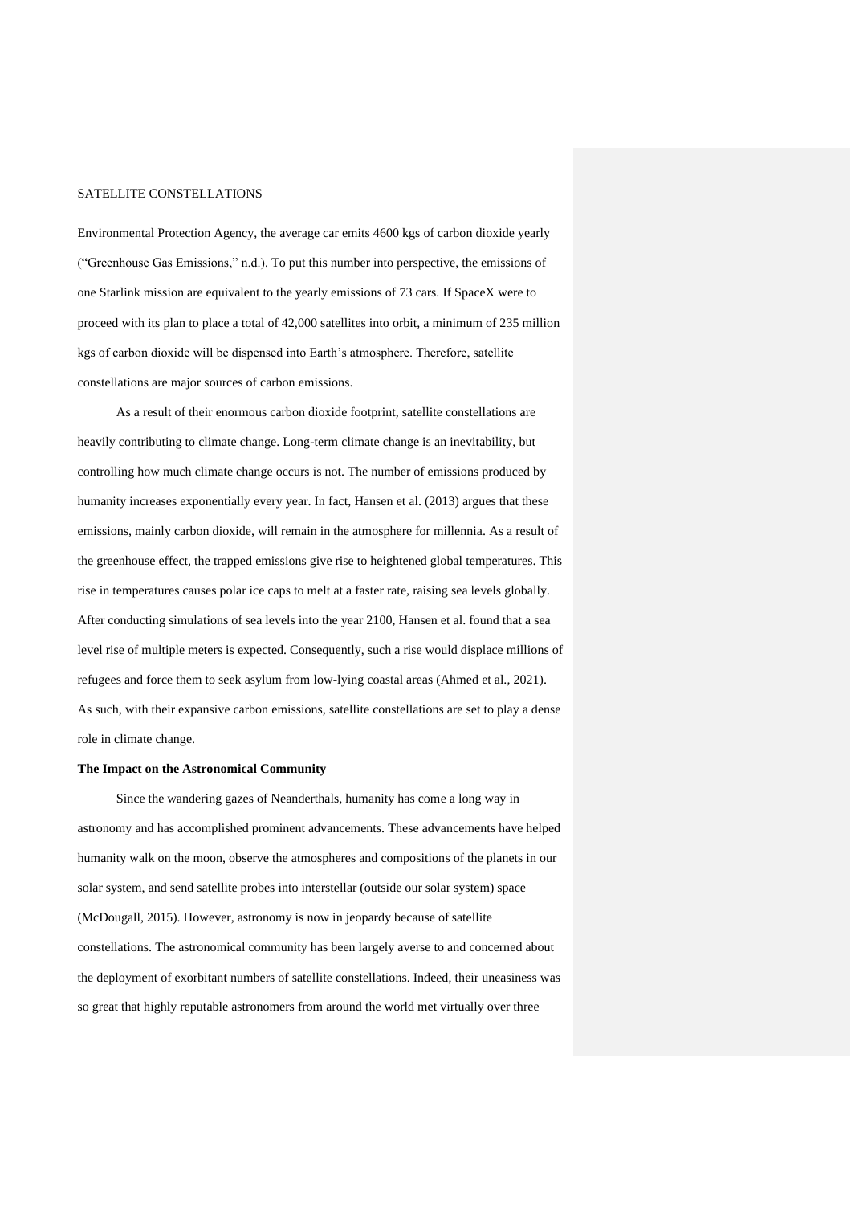Environmental Protection Agency, the average car emits 4600 kgs of carbon dioxide yearly ("Greenhouse Gas Emissions," n.d.). To put this number into perspective, the emissions of one Starlink mission are equivalent to the yearly emissions of 73 cars. If SpaceX were to proceed with its plan to place a total of 42,000 satellites into orbit, a minimum of 235 million kgs of carbon dioxide will be dispensed into Earth's atmosphere. Therefore, satellite constellations are major sources of carbon emissions.

As a result of their enormous carbon dioxide footprint, satellite constellations are heavily contributing to climate change. Long-term climate change is an inevitability, but controlling how much climate change occurs is not. The number of emissions produced by humanity increases exponentially every year. In fact, Hansen et al. (2013) argues that these emissions, mainly carbon dioxide, will remain in the atmosphere for millennia. As a result of the greenhouse effect, the trapped emissions give rise to heightened global temperatures. This rise in temperatures causes polar ice caps to melt at a faster rate, raising sea levels globally. After conducting simulations of sea levels into the year 2100, Hansen et al. found that a sea level rise of multiple meters is expected. Consequently, such a rise would displace millions of refugees and force them to seek asylum from low-lying coastal areas (Ahmed et al., 2021). As such, with their expansive carbon emissions, satellite constellations are set to play a dense role in climate change.

**The Impact on the Astronomical Community**

Since the wandering gazes of Neanderthals, humanity has come a long way in astronomy and has accomplished prominent advancements. These advancements have helped humanity walk on the moon, observe the atmospheres and compositions of the planets in our solar system, and send satellite probes into interstellar (outside our solar system) space (McDougall, 2015). However, astronomy is now in jeopardy because of satellite constellations. The astronomical community has been largely averse to and concerned about the deployment of exorbitant numbers of satellite constellations. Indeed, their uneasiness was so great that highly reputable astronomers from around the world met virtually over three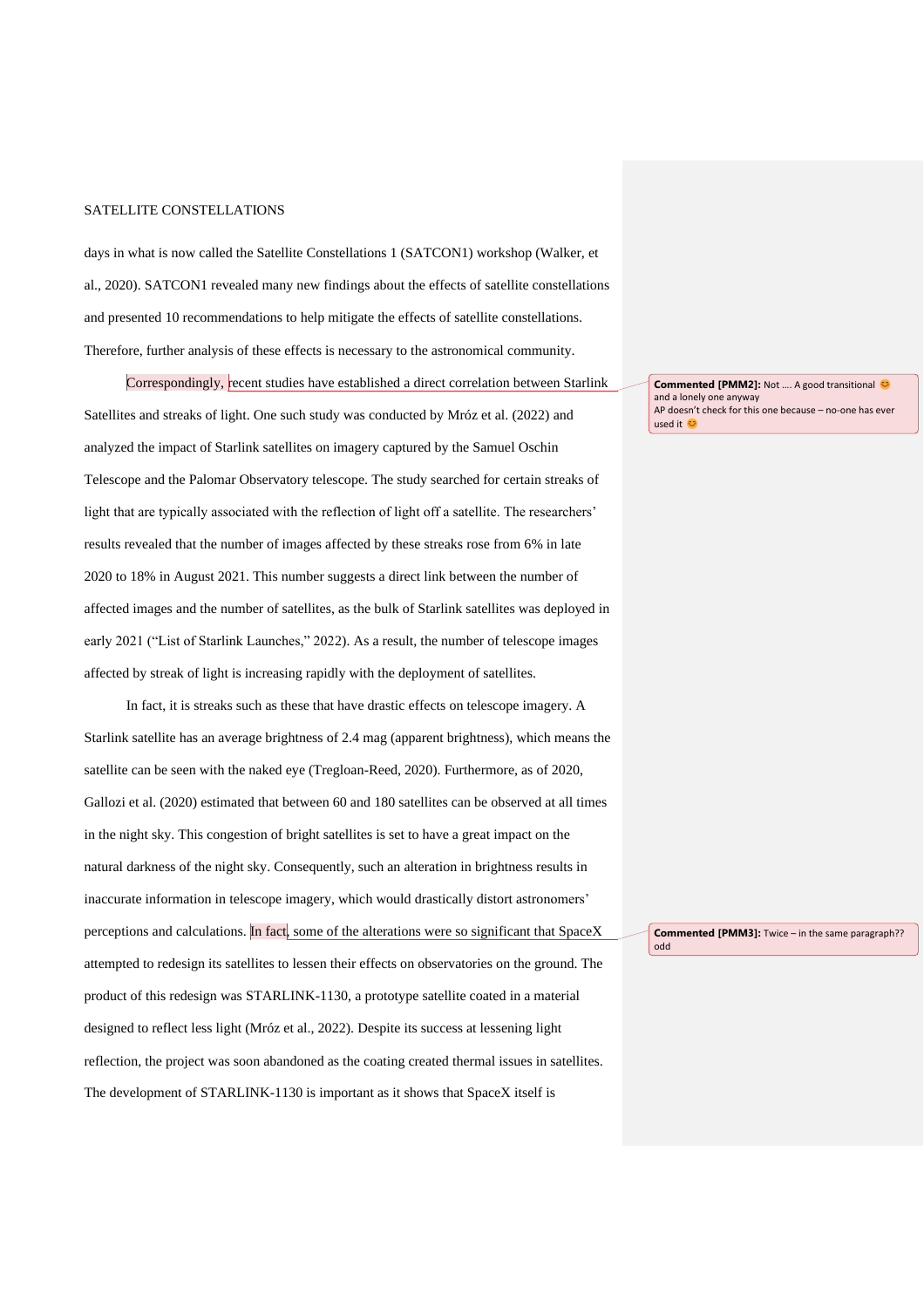days in what is now called the Satellite Constellations 1 (SATCON1) workshop (Walker, et al., 2020). SATCON1 revealed many new findings about the effects of satellite constellations and presented 10 recommendations to help mitigate the effects of satellite constellations. Therefore, further analysis of these effects is necessary to the astronomical community.

Correspondingly, recent studies have established a direct correlation between Starlink Satellites and streaks of light. One such study was conducted by Mróz et al. (2022) and analyzed the impact of Starlink satellites on imagery captured by the Samuel Oschin Telescope and the Palomar Observatory telescope. The study searched for certain streaks of light that are typically associated with the reflection of light off a satellite. The researchers' results revealed that the number of images affected by these streaks rose from 6% in late 2020 to 18% in August 2021. This number suggests a direct link between the number of affected images and the number of satellites, as the bulk of Starlink satellites was deployed in early 2021 ("List of Starlink Launches," 2022). As a result, the number of telescope images affected by streak of light is increasing rapidly with the deployment of satellites.

In fact, it is streaks such as these that have drastic effects on telescope imagery. A Starlink satellite has an average brightness of 2.4 mag (apparent brightness), which means the satellite can be seen with the naked eye (Tregloan-Reed, 2020). Furthermore, as of 2020, Gallozi et al. (2020) estimated that between 60 and 180 satellites can be observed at all times in the night sky. This congestion of bright satellites is set to have a great impact on the natural darkness of the night sky. Consequently, such an alteration in brightness results in inaccurate information in telescope imagery, which would drastically distort astronomers' perceptions and calculations. In fact, some of the alterations were so significant that SpaceX attempted to redesign its satellites to lessen their effects on observatories on the ground. The product of this redesign was STARLINK-1130, a prototype satellite coated in a material designed to reflect less light (Mróz et al., 2022). Despite its success at lessening light reflection, the project was soon abandoned as the coating created thermal issues in satellites. The development of STARLINK-1130 is important as it shows that SpaceX itself is

**Commented [PMM2]:** Not …. A good transitional 😊 and a lonely one anyway
AP doesn't check for this one because – no-one has ever used it 😊

**Commented [PMM3]:** Twice – in the same paragraph?? odd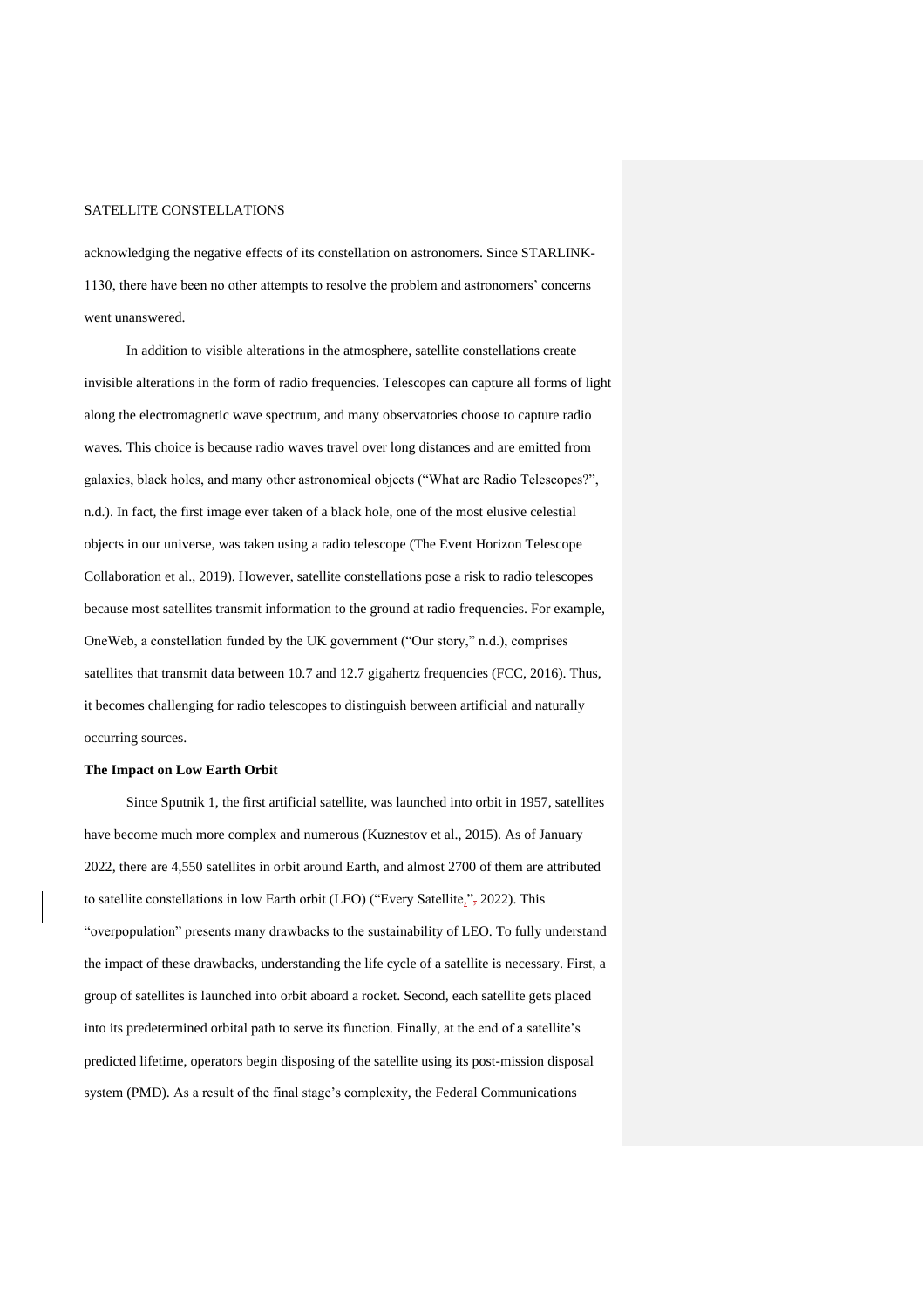acknowledging the negative effects of its constellation on astronomers. Since STARLINK-1130, there have been no other attempts to resolve the problem and astronomers' concerns went unanswered.

In addition to visible alterations in the atmosphere, satellite constellations create invisible alterations in the form of radio frequencies. Telescopes can capture all forms of light along the electromagnetic wave spectrum, and many observatories choose to capture radio waves. This choice is because radio waves travel over long distances and are emitted from galaxies, black holes, and many other astronomical objects ("What are Radio Telescopes?", n.d.). In fact, the first image ever taken of a black hole, one of the most elusive celestial objects in our universe, was taken using a radio telescope (The Event Horizon Telescope Collaboration et al., 2019). However, satellite constellations pose a risk to radio telescopes because most satellites transmit information to the ground at radio frequencies. For example, OneWeb, a constellation funded by the UK government ("Our story," n.d.), comprises satellites that transmit data between 10.7 and 12.7 gigahertz frequencies (FCC, 2016). Thus, it becomes challenging for radio telescopes to distinguish between artificial and naturally occurring sources.

**The Impact on Low Earth Orbit**

Since Sputnik 1, the first artificial satellite, was launched into orbit in 1957, satellites have become much more complex and numerous (Kuznestov et al., 2015). As of January 2022, there are 4,550 satellites in orbit around Earth, and almost 2700 of them are attributed to satellite constellations in low Earth orbit (LEO) ("Every Satellite," 2022). This "overpopulation" presents many drawbacks to the sustainability of LEO. To fully understand the impact of these drawbacks, understanding the life cycle of a satellite is necessary. First, a group of satellites is launched into orbit aboard a rocket. Second, each satellite gets placed into its predetermined orbital path to serve its function. Finally, at the end of a satellite's predicted lifetime, operators begin disposing of the satellite using its post-mission disposal system (PMD). As a result of the final stage's complexity, the Federal Communications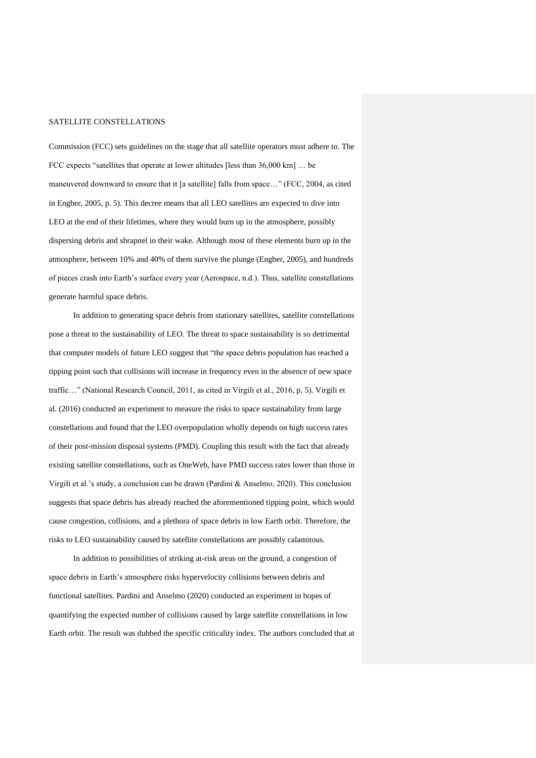Commission (FCC) sets guidelines on the stage that all satellite operators must adhere to. The FCC expects "satellites that operate at lower altitudes [less than 36,000 km] … be maneuvered downward to ensure that it [a satellite] falls from space…" (FCC, 2004, as cited in Engber, 2005, p. 5). This decree means that all LEO satellites are expected to dive into LEO at the end of their lifetimes, where they would burn up in the atmosphere, possibly dispersing debris and shrapnel in their wake. Although most of these elements burn up in the atmosphere, between 10% and 40% of them survive the plunge (Engber, 2005), and hundreds of pieces crash into Earth's surface every year (Aerospace, n.d.). Thus, satellite constellations generate harmful space debris.

In addition to generating space debris from stationary satellites, satellite constellations pose a threat to the sustainability of LEO. The threat to space sustainability is so detrimental that computer models of future LEO suggest that "the space debris population has reached a tipping point such that collisions will increase in frequency even in the absence of new space traffic…" (National Research Council, 2011, as cited in Virgili et al., 2016, p. 5). Virgili et al. (2016) conducted an experiment to measure the risks to space sustainability from large constellations and found that the LEO overpopulation wholly depends on high success rates of their post-mission disposal systems (PMD). Coupling this result with the fact that already existing satellite constellations, such as OneWeb, have PMD success rates lower than those in Virgili et al.'s study, a conclusion can be drawn (Pardini & Anselmo, 2020). This conclusion suggests that space debris has already reached the aforementioned tipping point, which would cause congestion, collisions, and a plethora of space debris in low Earth orbit. Therefore, the risks to LEO sustainability caused by satellite constellations are possibly calamitous.

In addition to possibilities of striking at-risk areas on the ground, a congestion of space debris in Earth's atmosphere risks hypervelocity collisions between debris and functional satellites. Pardini and Anselmo (2020) conducted an experiment in hopes of quantifying the expected number of collisions caused by large satellite constellations in low Earth orbit. The result was dubbed the specific criticality index. The authors concluded that at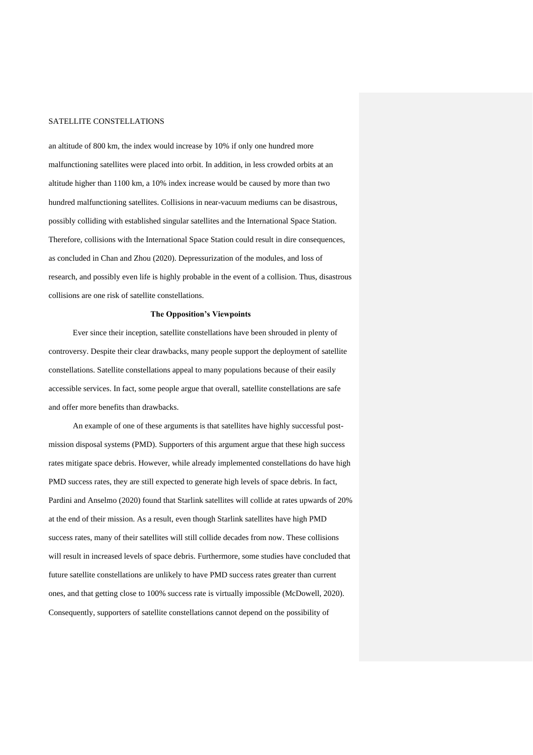an altitude of 800 km, the index would increase by 10% if only one hundred more malfunctioning satellites were placed into orbit. In addition, in less crowded orbits at an altitude higher than 1100 km, a 10% index increase would be caused by more than two hundred malfunctioning satellites. Collisions in near-vacuum mediums can be disastrous, possibly colliding with established singular satellites and the International Space Station. Therefore, collisions with the International Space Station could result in dire consequences, as concluded in Chan and Zhou (2020). Depressurization of the modules, and loss of research, and possibly even life is highly probable in the event of a collision. Thus, disastrous collisions are one risk of satellite constellations.

**The Opposition's Viewpoints**

Ever since their inception, satellite constellations have been shrouded in plenty of controversy. Despite their clear drawbacks, many people support the deployment of satellite constellations. Satellite constellations appeal to many populations because of their easily accessible services. In fact, some people argue that overall, satellite constellations are safe and offer more benefits than drawbacks.

An example of one of these arguments is that satellites have highly successful post-mission disposal systems (PMD). Supporters of this argument argue that these high success rates mitigate space debris. However, while already implemented constellations do have high PMD success rates, they are still expected to generate high levels of space debris. In fact, Pardini and Anselmo (2020) found that Starlink satellites will collide at rates upwards of 20% at the end of their mission. As a result, even though Starlink satellites have high PMD success rates, many of their satellites will still collide decades from now. These collisions will result in increased levels of space debris. Furthermore, some studies have concluded that future satellite constellations are unlikely to have PMD success rates greater than current ones, and that getting close to 100% success rate is virtually impossible (McDowell, 2020). Consequently, supporters of satellite constellations cannot depend on the possibility of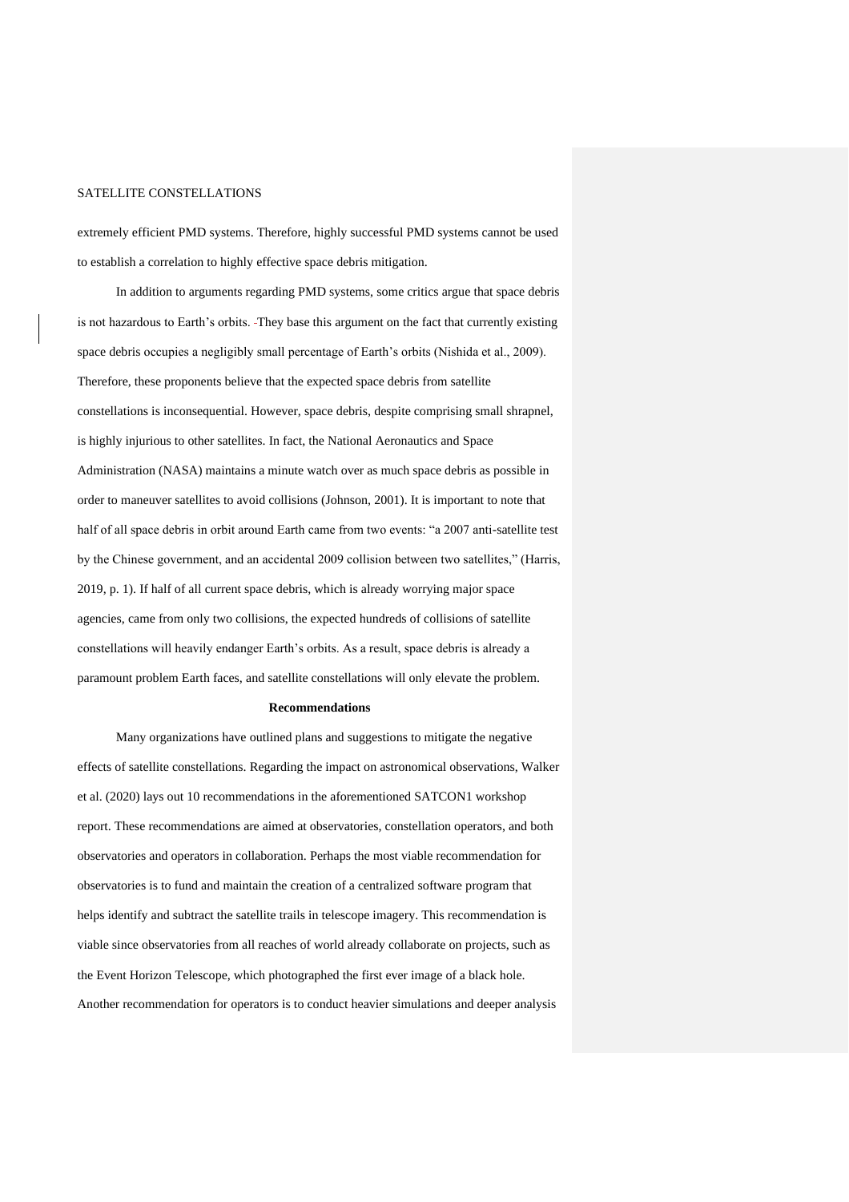extremely efficient PMD systems. Therefore, highly successful PMD systems cannot be used to establish a correlation to highly effective space debris mitigation.

In addition to arguments regarding PMD systems, some critics argue that space debris is not hazardous to Earth's orbits. They base this argument on the fact that currently existing space debris occupies a negligibly small percentage of Earth's orbits (Nishida et al., 2009). Therefore, these proponents believe that the expected space debris from satellite constellations is inconsequential. However, space debris, despite comprising small shrapnel, is highly injurious to other satellites. In fact, the National Aeronautics and Space Administration (NASA) maintains a minute watch over as much space debris as possible in order to maneuver satellites to avoid collisions (Johnson, 2001). It is important to note that half of all space debris in orbit around Earth came from two events: "a 2007 anti-satellite test by the Chinese government, and an accidental 2009 collision between two satellites," (Harris, 2019, p. 1). If half of all current space debris, which is already worrying major space agencies, came from only two collisions, the expected hundreds of collisions of satellite constellations will heavily endanger Earth's orbits. As a result, space debris is already a paramount problem Earth faces, and satellite constellations will only elevate the problem.

## Recommendations

Many organizations have outlined plans and suggestions to mitigate the negative effects of satellite constellations. Regarding the impact on astronomical observations, Walker et al. (2020) lays out 10 recommendations in the aforementioned SATCON1 workshop report. These recommendations are aimed at observatories, constellation operators, and both observatories and operators in collaboration. Perhaps the most viable recommendation for observatories is to fund and maintain the creation of a centralized software program that helps identify and subtract the satellite trails in telescope imagery. This recommendation is viable since observatories from all reaches of world already collaborate on projects, such as the Event Horizon Telescope, which photographed the first ever image of a black hole. Another recommendation for operators is to conduct heavier simulations and deeper analysis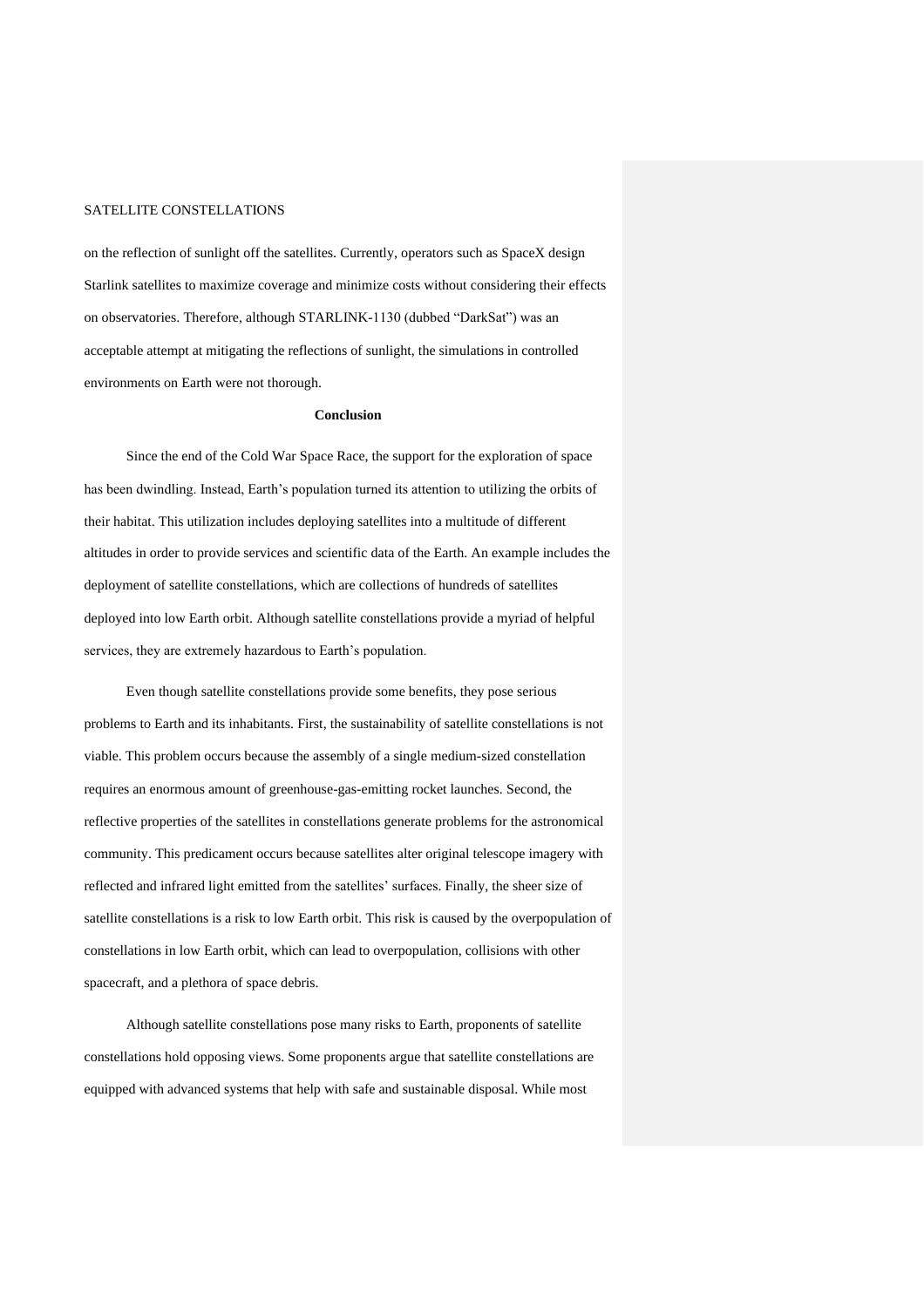on the reflection of sunlight off the satellites. Currently, operators such as SpaceX design Starlink satellites to maximize coverage and minimize costs without considering their effects on observatories. Therefore, although STARLINK-1130 (dubbed "DarkSat") was an acceptable attempt at mitigating the reflections of sunlight, the simulations in controlled environments on Earth were not thorough.

## Conclusion

Since the end of the Cold War Space Race, the support for the exploration of space has been dwindling. Instead, Earth's population turned its attention to utilizing the orbits of their habitat. This utilization includes deploying satellites into a multitude of different altitudes in order to provide services and scientific data of the Earth. An example includes the deployment of satellite constellations, which are collections of hundreds of satellites deployed into low Earth orbit. Although satellite constellations provide a myriad of helpful services, they are extremely hazardous to Earth's population.

Even though satellite constellations provide some benefits, they pose serious problems to Earth and its inhabitants. First, the sustainability of satellite constellations is not viable. This problem occurs because the assembly of a single medium-sized constellation requires an enormous amount of greenhouse-gas-emitting rocket launches. Second, the reflective properties of the satellites in constellations generate problems for the astronomical community. This predicament occurs because satellites alter original telescope imagery with reflected and infrared light emitted from the satellites' surfaces. Finally, the sheer size of satellite constellations is a risk to low Earth orbit. This risk is caused by the overpopulation of constellations in low Earth orbit, which can lead to overpopulation, collisions with other spacecraft, and a plethora of space debris.

Although satellite constellations pose many risks to Earth, proponents of satellite constellations hold opposing views. Some proponents argue that satellite constellations are equipped with advanced systems that help with safe and sustainable disposal. While most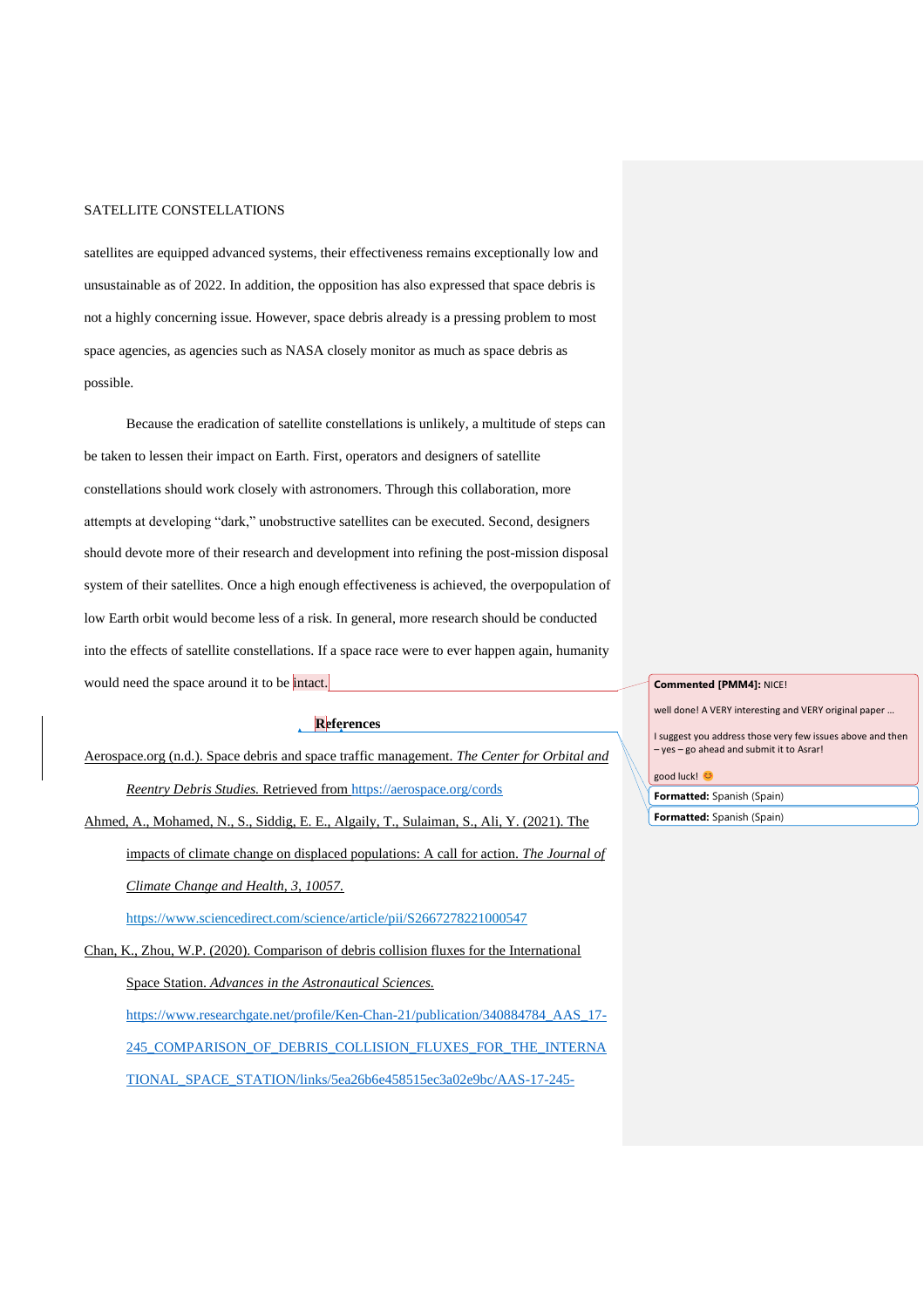satellites are equipped advanced systems, their effectiveness remains exceptionally low and unsustainable as of 2022. In addition, the opposition has also expressed that space debris is not a highly concerning issue. However, space debris already is a pressing problem to most space agencies, as agencies such as NASA closely monitor as much as space debris as possible.

Because the eradication of satellite constellations is unlikely, a multitude of steps can be taken to lessen their impact on Earth. First, operators and designers of satellite constellations should work closely with astronomers. Through this collaboration, more attempts at developing "dark," unobstructive satellites can be executed. Second, designers should devote more of their research and development into refining the post-mission disposal system of their satellites. Once a high enough effectiveness is achieved, the overpopulation of low Earth orbit would become less of a risk. In general, more research should be conducted into the effects of satellite constellations. If a space race were to ever happen again, humanity would need the space around it to be intact.

## References

Aerospace.org (n.d.). Space debris and space traffic management. *The Center for Orbital and Reentry Debris Studies.* Retrieved from https://aerospace.org/cords

Ahmed, A., Mohamed, N., S., Siddig, E. E., Algaily, T., Sulaiman, S., Ali, Y. (2021). The impacts of climate change on displaced populations: A call for action. *The Journal of Climate Change and Health, 3, 10057.* https://www.sciencedirect.com/science/article/pii/S2667278221000547

Chan, K., Zhou, W.P. (2020). Comparison of debris collision fluxes for the International Space Station. *Advances in the Astronautical Sciences.* https://www.researchgate.net/profile/Ken-Chan-21/publication/340884784_AAS_17-245_COMPARISON_OF_DEBRIS_COLLISION_FLUXES_FOR_THE_INTERNATIONAL_SPACE_STATION/links/5ea26b6e458515ec3a02e9bc/AAS-17-245-

**Commented [PMM4]:** NICE!

well done! A VERY interesting and VERY original paper …

I suggest you address those very few issues above and then – yes – go ahead and submit it to Asrar!

good luck! 😊

**Formatted:** Spanish (Spain)

**Formatted:** Spanish (Spain)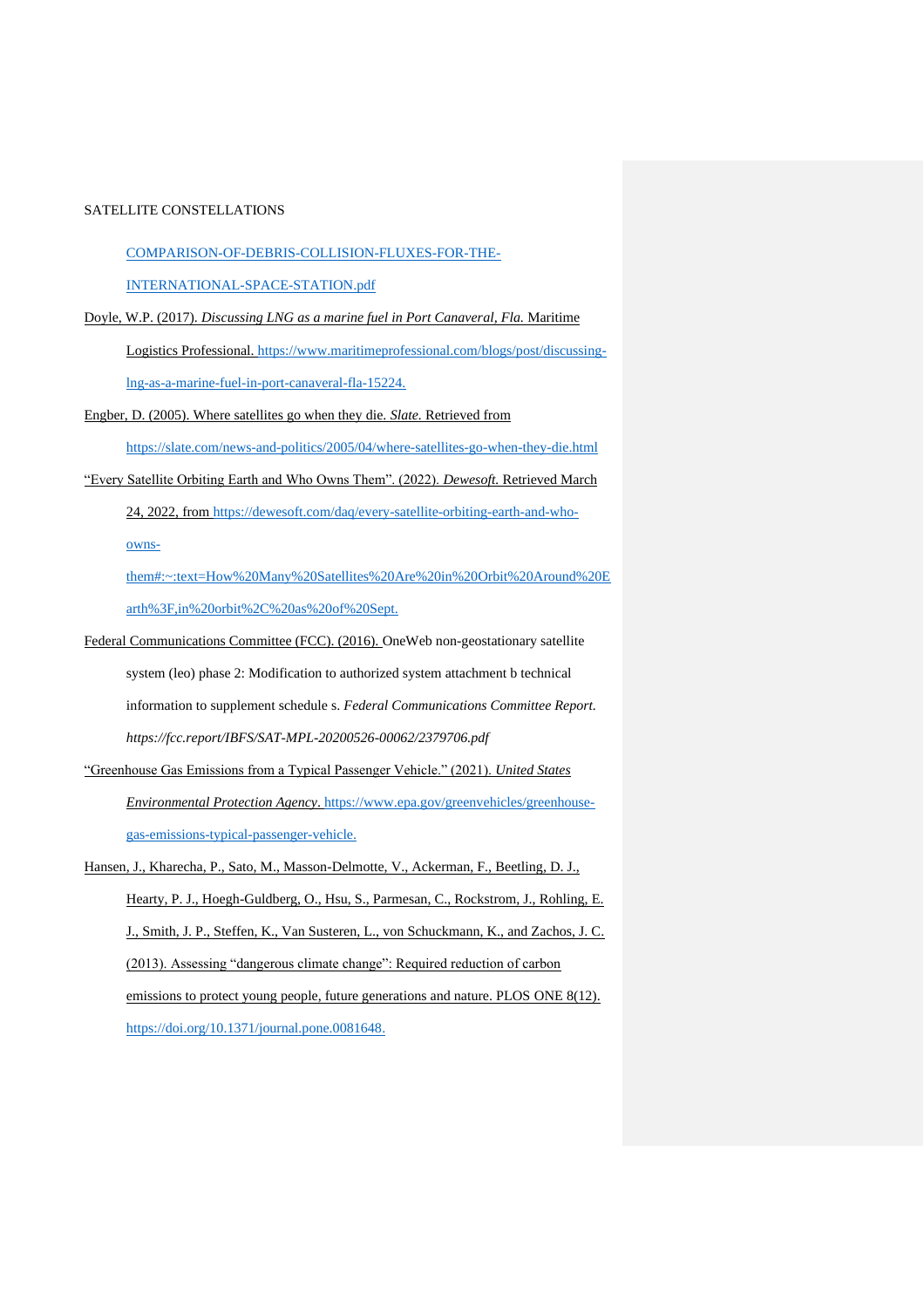COMPARISON-OF-DEBRIS-COLLISION-FLUXES-FOR-THE-INTERNATIONAL-SPACE-STATION.pdf

Doyle, W.P. (2017). *Discussing LNG as a marine fuel in Port Canaveral, Fla.* Maritime Logistics Professional. https://www.maritimeprofessional.com/blogs/post/discussing-lng-as-a-marine-fuel-in-port-canaveral-fla-15224.

Engber, D. (2005). Where satellites go when they die. *Slate.* Retrieved from https://slate.com/news-and-politics/2005/04/where-satellites-go-when-they-die.html

"Every Satellite Orbiting Earth and Who Owns Them". (2022). *Dewesoft.* Retrieved March 24, 2022, from https://dewesoft.com/daq/every-satellite-orbiting-earth-and-who-owns-them#:~:text=How%20Many%20Satellites%20Are%20in%20Orbit%20Around%20Earth%3F,in%20orbit%2C%20as%20of%20Sept.

Federal Communications Committee (FCC). (2016). OneWeb non-geostationary satellite system (leo) phase 2: Modification to authorized system attachment b technical information to supplement schedule s. *Federal Communications Committee Report. https://fcc.report/IBFS/SAT-MPL-20200526-00062/2379706.pdf*

"Greenhouse Gas Emissions from a Typical Passenger Vehicle." (2021). *United States Environmental Protection Agency*. https://www.epa.gov/greenvehicles/greenhouse-gas-emissions-typical-passenger-vehicle.

Hansen, J., Kharecha, P., Sato, M., Masson-Delmotte, V., Ackerman, F., Beetling, D. J., Hearty, P. J., Hoegh-Guldberg, O., Hsu, S., Parmesan, C., Rockstrom, J., Rohling, E. J., Smith, J. P., Steffen, K., Van Susteren, L., von Schuckmann, K., and Zachos, J. C. (2013). Assessing "dangerous climate change": Required reduction of carbon emissions to protect young people, future generations and nature. PLOS ONE 8(12). https://doi.org/10.1371/journal.pone.0081648.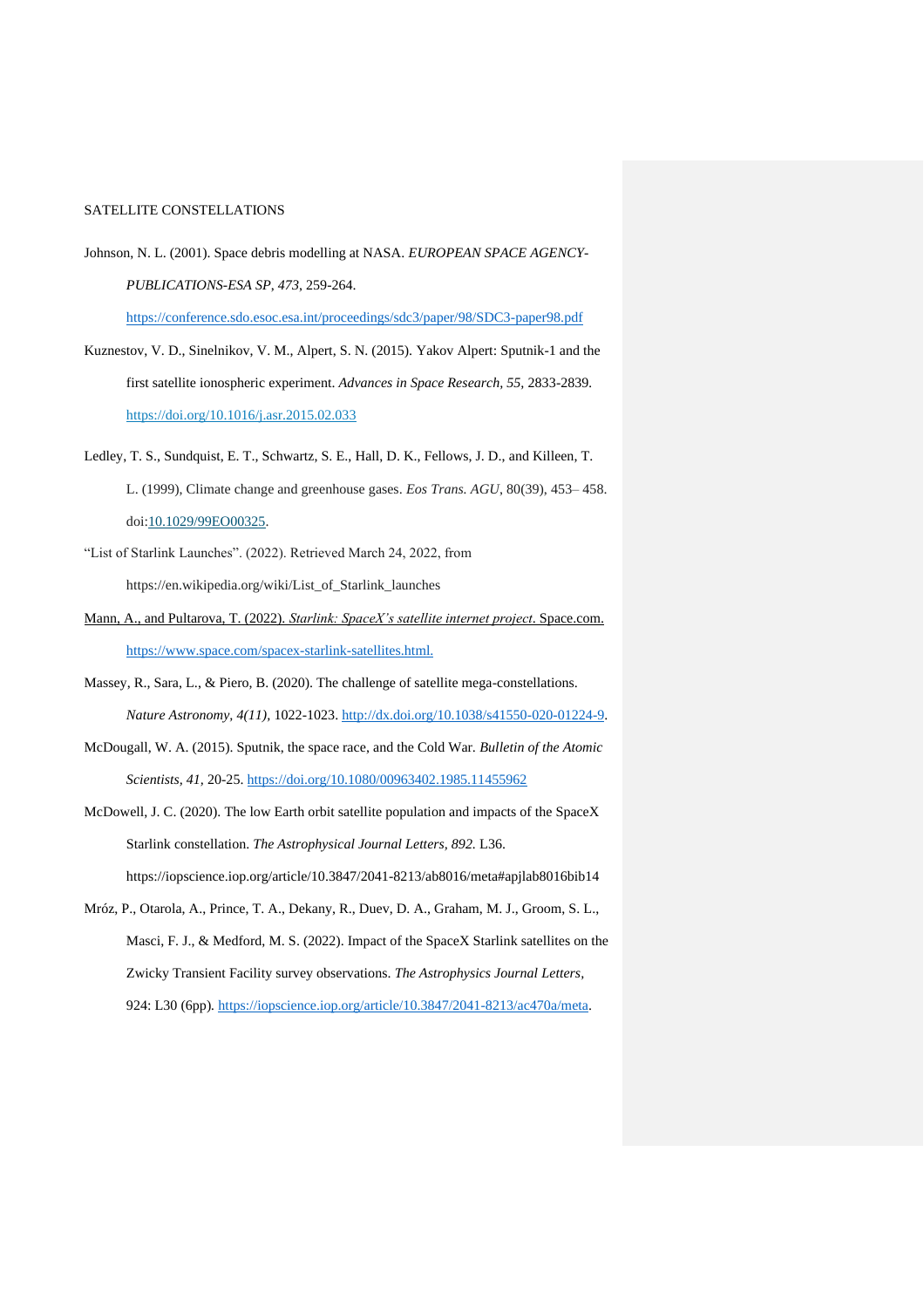Johnson, N. L. (2001). Space debris modelling at NASA. *EUROPEAN SPACE AGENCY-PUBLICATIONS-ESA SP, 473*, 259-264. https://conference.sdo.esoc.esa.int/proceedings/sdc3/paper/98/SDC3-paper98.pdf

Kuznestov, V. D., Sinelnikov, V. M., Alpert, S. N. (2015). Yakov Alpert: Sputnik-1 and the first satellite ionospheric experiment. *Advances in Space Research, 55*, 2833-2839. https://doi.org/10.1016/j.asr.2015.02.033

Ledley, T. S., Sundquist, E. T., Schwartz, S. E., Hall, D. K., Fellows, J. D., and Killeen, T. L. (1999), Climate change and greenhouse gases. *Eos Trans. AGU*, 80(39), 453– 458. doi:10.1029/99EO00325.

"List of Starlink Launches". (2022). Retrieved March 24, 2022, from https://en.wikipedia.org/wiki/List_of_Starlink_launches

Mann, A., and Pultarova, T. (2022). *Starlink: SpaceX's satellite internet project*. Space.com. https://www.space.com/spacex-starlink-satellites.html.

Massey, R., Sara, L., & Piero, B. (2020). The challenge of satellite mega-constellations. *Nature Astronomy, 4(11)*, 1022-1023. http://dx.doi.org/10.1038/s41550-020-01224-9.

McDougall, W. A. (2015). Sputnik, the space race, and the Cold War. *Bulletin of the Atomic Scientists, 41*, 20-25. https://doi.org/10.1080/00963402.1985.11455962

McDowell, J. C. (2020). The low Earth orbit satellite population and impacts of the SpaceX Starlink constellation. *The Astrophysical Journal Letters, 892*. L36. https://iopscience.iop.org/article/10.3847/2041-8213/ab8016/meta#apjlab8016bib14

Mróz, P., Otarola, A., Prince, T. A., Dekany, R., Duev, D. A., Graham, M. J., Groom, S. L., Masci, F. J., & Medford, M. S. (2022). Impact of the SpaceX Starlink satellites on the Zwicky Transient Facility survey observations. *The Astrophysics Journal Letters*, 924: L30 (6pp). https://iopscience.iop.org/article/10.3847/2041-8213/ac470a/meta.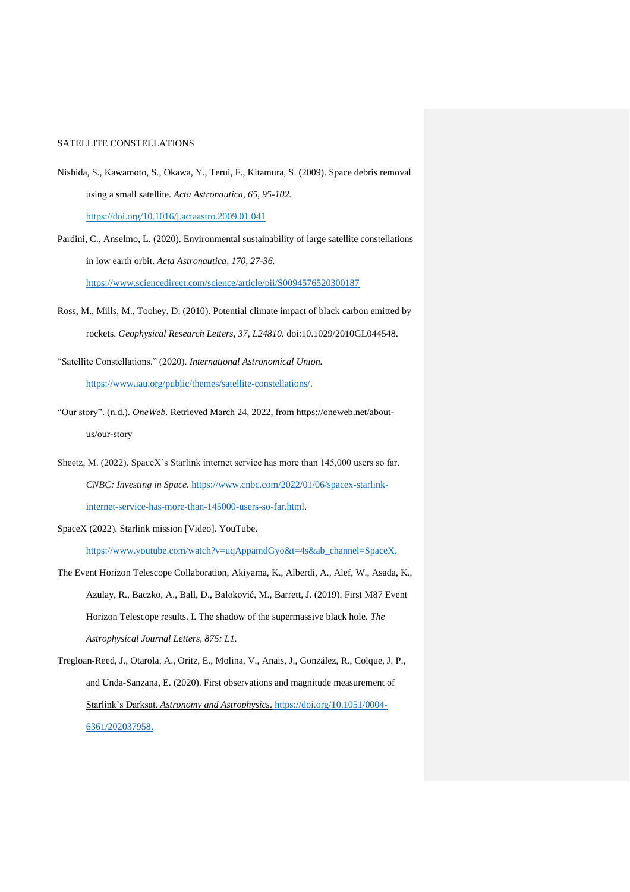Nishida, S., Kawamoto, S., Okawa, Y., Terui, F., Kitamura, S. (2009). Space debris removal using a small satellite. *Acta Astronautica, 65, 95-102.* https://doi.org/10.1016/j.actaastro.2009.01.041

Pardini, C., Anselmo, L. (2020). Environmental sustainability of large satellite constellations in low earth orbit. *Acta Astronautica, 170, 27-36.* https://www.sciencedirect.com/science/article/pii/S0094576520300187

Ross, M., Mills, M., Toohey, D. (2010). Potential climate impact of black carbon emitted by rockets. *Geophysical Research Letters, 37, L24810.* doi:10.1029/2010GL044548.

"Satellite Constellations." (2020). *International Astronomical Union.* https://www.iau.org/public/themes/satellite-constellations/.

"Our story". (n.d.). *OneWeb.* Retrieved March 24, 2022, from https://oneweb.net/about-us/our-story

Sheetz, M. (2022). SpaceX's Starlink internet service has more than 145,000 users so far. *CNBC: Investing in Space.* https://www.cnbc.com/2022/01/06/spacex-starlink-internet-service-has-more-than-145000-users-so-far.html.

SpaceX (2022). Starlink mission [Video]. YouTube. https://www.youtube.com/watch?v=uqAppamdGyo&t=4s&ab_channel=SpaceX.

The Event Horizon Telescope Collaboration, Akiyama, K., Alberdi, A., Alef, W., Asada, K., Azulay, R., Baczko, A., Ball, D., Baloković, M., Barrett, J. (2019). First M87 Event Horizon Telescope results. I. The shadow of the supermassive black hole. *The Astrophysical Journal Letters, 875: L1.*

Tregloan-Reed, J., Otarola, A., Oritz, E., Molina, V., Anais, J., González, R., Colque, J. P., and Unda-Sanzana, E. (2020). First observations and magnitude measurement of Starlink's Darksat. *Astronomy and Astrophysics*. https://doi.org/10.1051/0004-6361/202037958.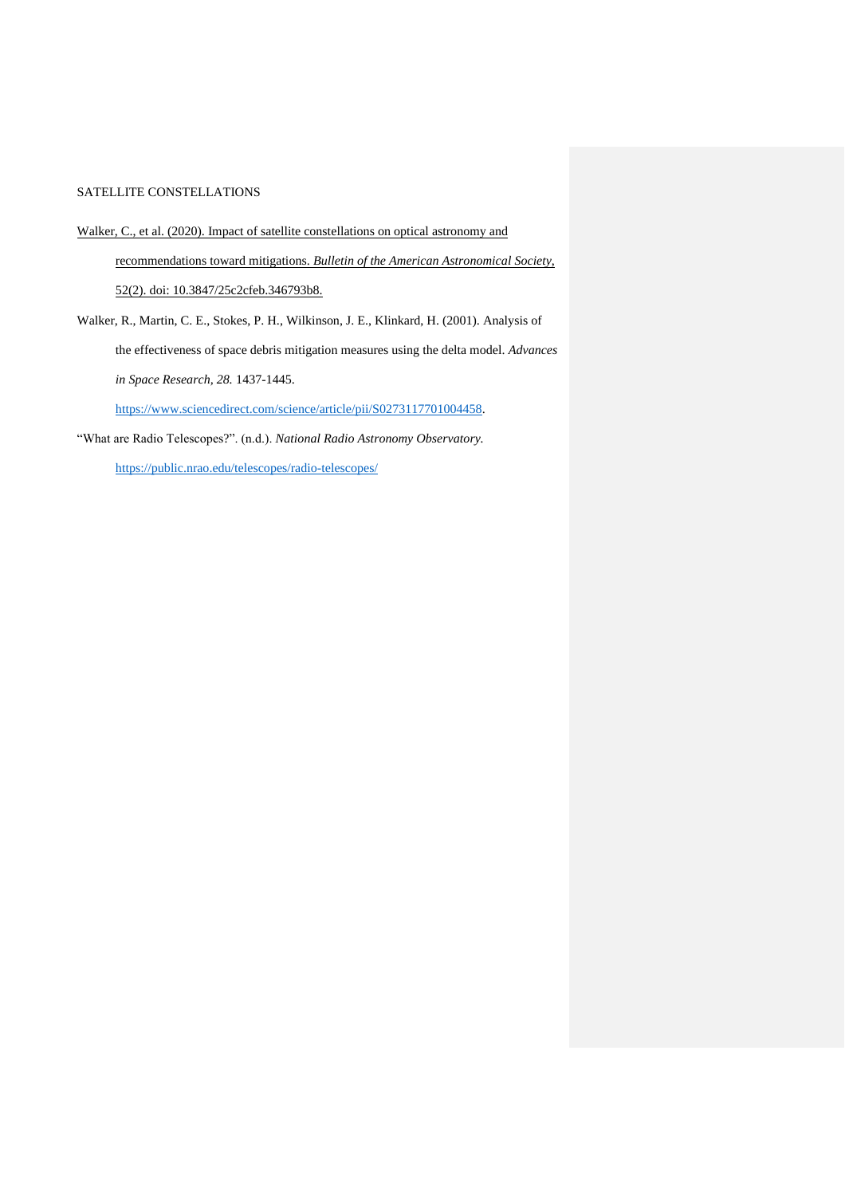Walker, C., et al. (2020). Impact of satellite constellations on optical astronomy and recommendations toward mitigations. *Bulletin of the American Astronomical Society*, 52(2). doi: 10.3847/25c2cfeb.346793b8.

Walker, R., Martin, C. E., Stokes, P. H., Wilkinson, J. E., Klinkard, H. (2001). Analysis of the effectiveness of space debris mitigation measures using the delta model. *Advances in Space Research, 28.* 1437-1445. https://www.sciencedirect.com/science/article/pii/S0273117701004458.

"What are Radio Telescopes?". (n.d.). *National Radio Astronomy Observatory.* https://public.nrao.edu/telescopes/radio-telescopes/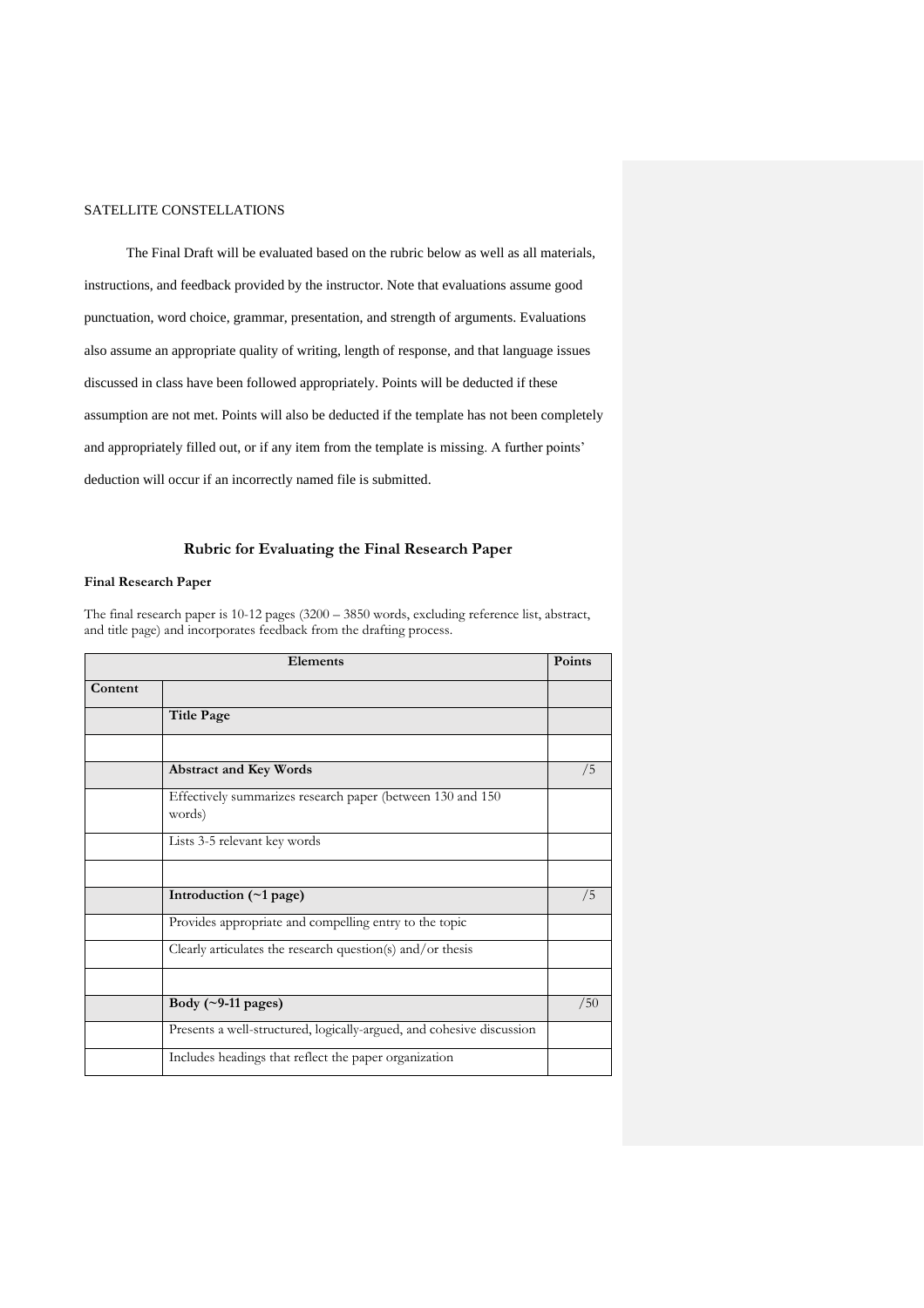The Final Draft will be evaluated based on the rubric below as well as all materials, instructions, and feedback provided by the instructor. Note that evaluations assume good punctuation, word choice, grammar, presentation, and strength of arguments. Evaluations also assume an appropriate quality of writing, length of response, and that language issues discussed in class have been followed appropriately. Points will be deducted if these assumption are not met. Points will also be deducted if the template has not been completely and appropriately filled out, or if any item from the template is missing. A further points' deduction will occur if an incorrectly named file is submitted.

## Rubric for Evaluating the Final Research Paper

**Final Research Paper**

The final research paper is 10-12 pages (3200 – 3850 words, excluding reference list, abstract, and title page) and incorporates feedback from the drafting process.

| Elements | | Points |
|---|---|---|
| **Content** | | |
| | **Title Page** | |
| | | |
| | **Abstract and Key Words** | /5 |
| | Effectively summarizes research paper (between 130 and 150 words) | |
| | Lists 3-5 relevant key words | |
| | | |
| | **Introduction (~1 page)** | /5 |
| | Provides appropriate and compelling entry to the topic | |
| | Clearly articulates the research question(s) and/or thesis | |
| | | |
| | **Body (~9-11 pages)** | /50 |
| | Presents a well-structured, logically-argued, and cohesive discussion | |
| | Includes headings that reflect the paper organization | |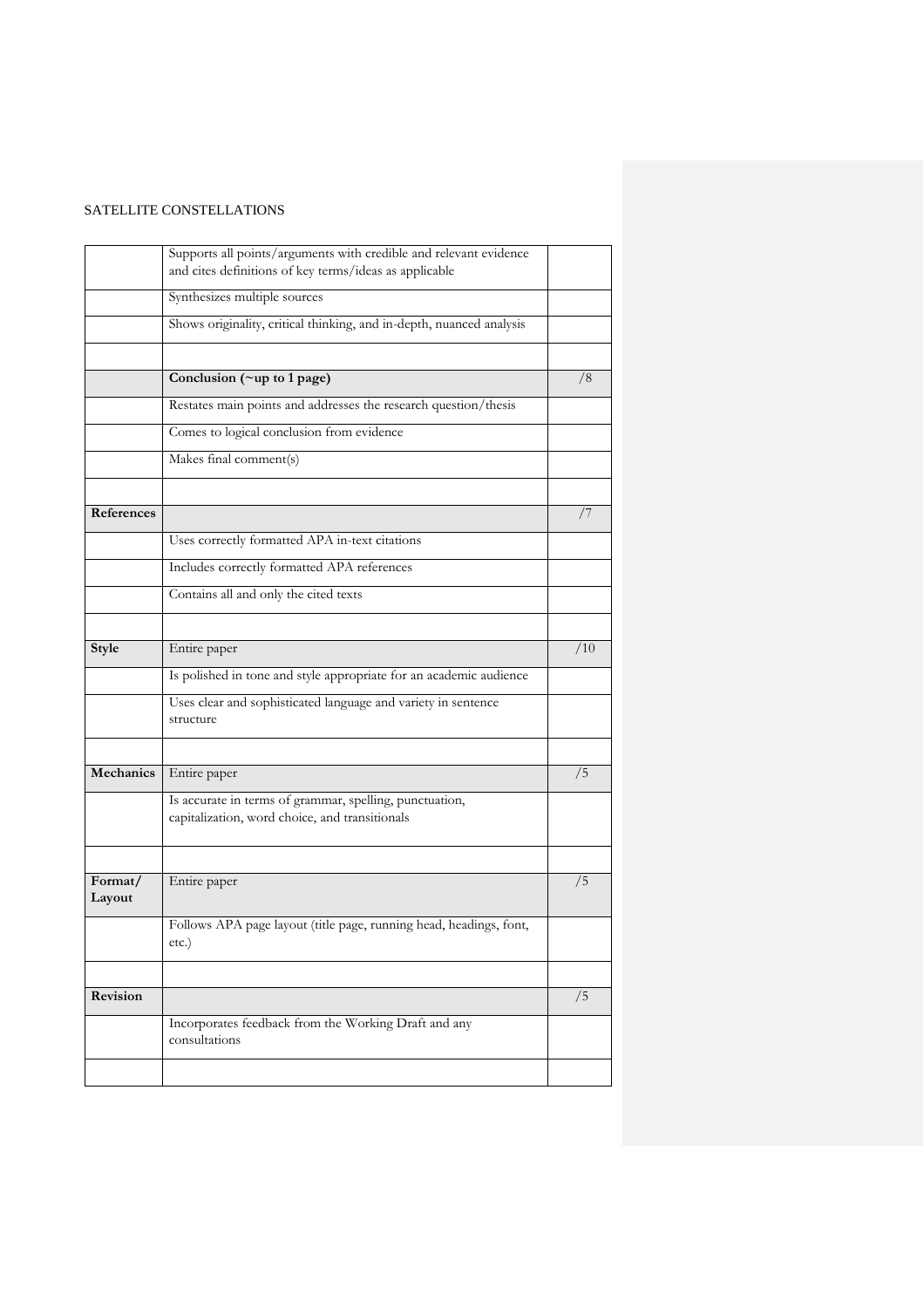| | Supports all points/arguments with credible and relevant evidence and cites definitions of key terms/ideas as applicable | |
|---|---|---|
| | Synthesizes multiple sources | |
| | Shows originality, critical thinking, and in-depth, nuanced analysis | |
| | | |
| | **Conclusion (~up to 1 page)** | /8 |
| | Restates main points and addresses the research question/thesis | |
| | Comes to logical conclusion from evidence | |
| | Makes final comment(s) | |
| | | |
| **References** | | /7 |
| | Uses correctly formatted APA in-text citations | |
| | Includes correctly formatted APA references | |
| | Contains all and only the cited texts | |
| | | |
| **Style** | Entire paper | /10 |
| | Is polished in tone and style appropriate for an academic audience | |
| | Uses clear and sophisticated language and variety in sentence structure | |
| | | |
| **Mechanics** | Entire paper | /5 |
| | Is accurate in terms of grammar, spelling, punctuation, capitalization, word choice, and transitionals | |
| | | |
| **Format/ Layout** | Entire paper | /5 |
| | Follows APA page layout (title page, running head, headings, font, etc.) | |
| | | |
| **Revision** | | /5 |
| | Incorporates feedback from the Working Draft and any consultations | |
| | | |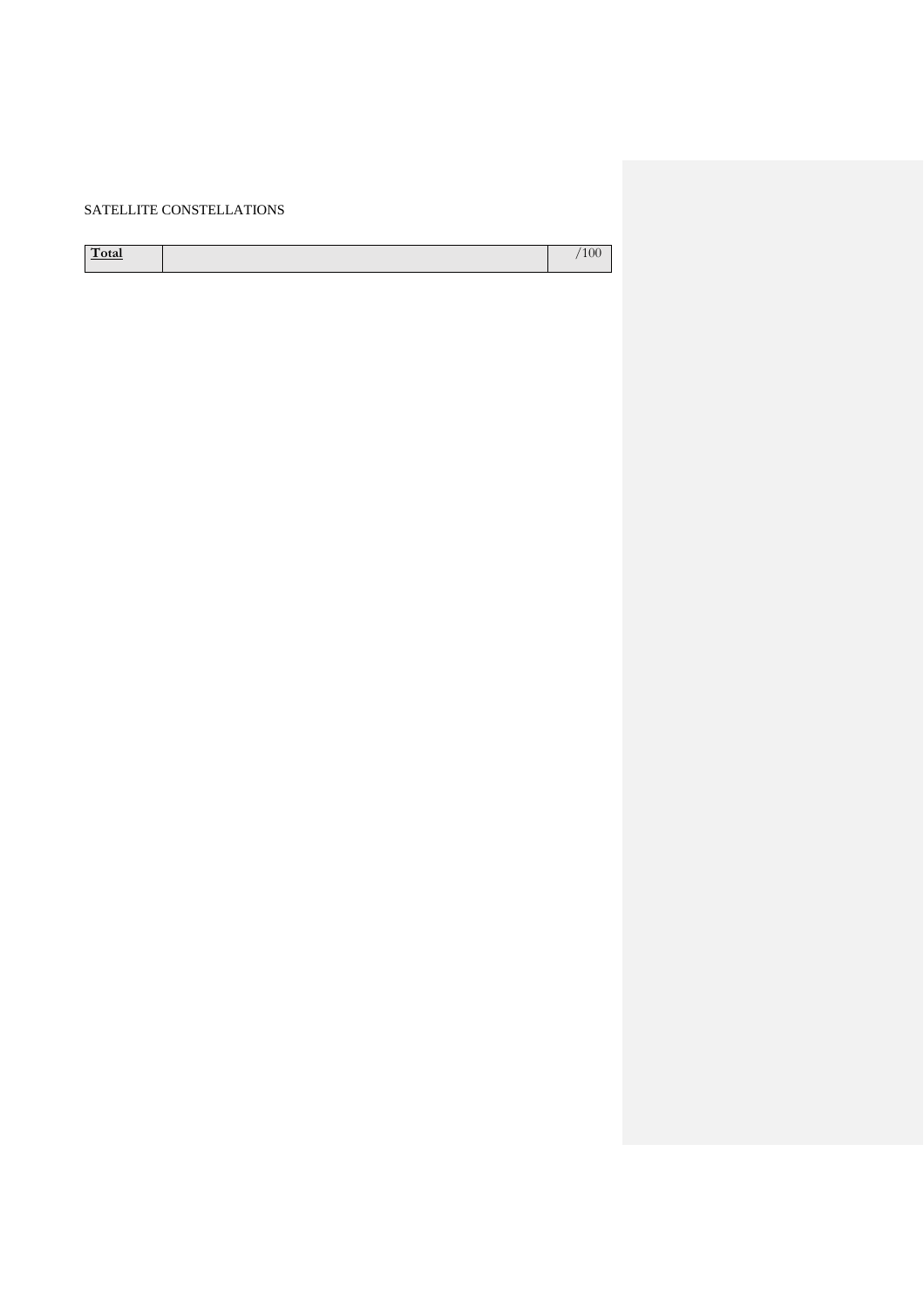SATELLITE CONSTELLATIONS

| | | |
|---|---|---|
| **Total** | | /100 |